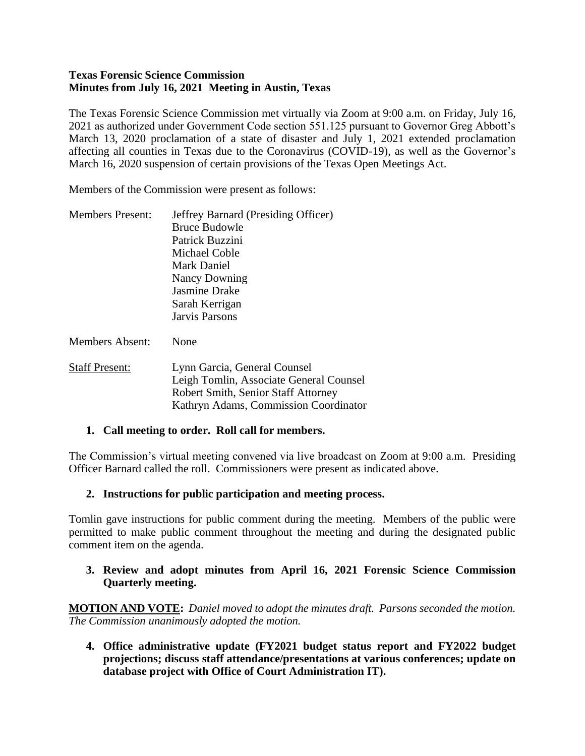**Texas Forensic Science Commission**
**Minutes from July 16, 2021 Meeting in Austin, Texas**

The Texas Forensic Science Commission met virtually via Zoom at 9:00 a.m. on Friday, July 16, 2021 as authorized under Government Code section 551.125 pursuant to Governor Greg Abbott's March 13, 2020 proclamation of a state of disaster and July 1, 2021 extended proclamation affecting all counties in Texas due to the Coronavirus (COVID-19), as well as the Governor's March 16, 2020 suspension of certain provisions of the Texas Open Meetings Act.

Members of the Commission were present as follows:

Members Present: Jeffrey Barnard (Presiding Officer)
Bruce Budowle
Patrick Buzzini
Michael Coble
Mark Daniel
Nancy Downing
Jasmine Drake
Sarah Kerrigan
Jarvis Parsons

Members Absent: None

Staff Present: Lynn Garcia, General Counsel
Leigh Tomlin, Associate General Counsel
Robert Smith, Senior Staff Attorney
Kathryn Adams, Commission Coordinator

1. **Call meeting to order. Roll call for members.**

The Commission's virtual meeting convened via live broadcast on Zoom at 9:00 a.m. Presiding Officer Barnard called the roll. Commissioners were present as indicated above.

2. **Instructions for public participation and meeting process.**

Tomlin gave instructions for public comment during the meeting. Members of the public were permitted to make public comment throughout the meeting and during the designated public comment item on the agenda.

3. **Review and adopt minutes from April 16, 2021 Forensic Science Commission Quarterly meeting.**

**MOTION AND VOTE:** *Daniel moved to adopt the minutes draft. Parsons seconded the motion. The Commission unanimously adopted the motion.*

4. **Office administrative update (FY2021 budget status report and FY2022 budget projections; discuss staff attendance/presentations at various conferences; update on database project with Office of Court Administration IT).**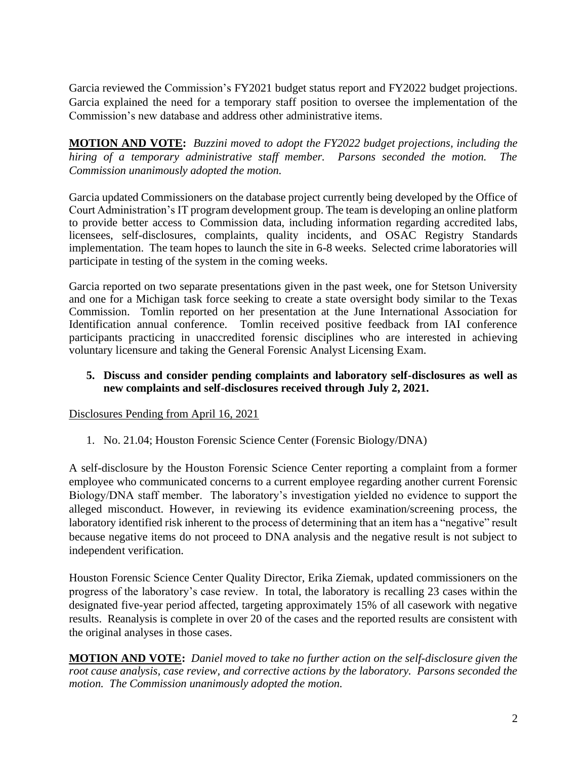Garcia reviewed the Commission's FY2021 budget status report and FY2022 budget projections. Garcia explained the need for a temporary staff position to oversee the implementation of the Commission's new database and address other administrative items.

**MOTION AND VOTE:** *Buzzini moved to adopt the FY2022 budget projections, including the hiring of a temporary administrative staff member. Parsons seconded the motion. The Commission unanimously adopted the motion.*

Garcia updated Commissioners on the database project currently being developed by the Office of Court Administration's IT program development group. The team is developing an online platform to provide better access to Commission data, including information regarding accredited labs, licensees, self-disclosures, complaints, quality incidents, and OSAC Registry Standards implementation. The team hopes to launch the site in 6-8 weeks. Selected crime laboratories will participate in testing of the system in the coming weeks.

Garcia reported on two separate presentations given in the past week, one for Stetson University and one for a Michigan task force seeking to create a state oversight body similar to the Texas Commission. Tomlin reported on her presentation at the June International Association for Identification annual conference. Tomlin received positive feedback from IAI conference participants practicing in unaccredited forensic disciplines who are interested in achieving voluntary licensure and taking the General Forensic Analyst Licensing Exam.

**5. Discuss and consider pending complaints and laboratory self-disclosures as well as new complaints and self-disclosures received through July 2, 2021.**

Disclosures Pending from April 16, 2021

1. No. 21.04; Houston Forensic Science Center (Forensic Biology/DNA)

A self-disclosure by the Houston Forensic Science Center reporting a complaint from a former employee who communicated concerns to a current employee regarding another current Forensic Biology/DNA staff member. The laboratory's investigation yielded no evidence to support the alleged misconduct. However, in reviewing its evidence examination/screening process, the laboratory identified risk inherent to the process of determining that an item has a "negative" result because negative items do not proceed to DNA analysis and the negative result is not subject to independent verification.

Houston Forensic Science Center Quality Director, Erika Ziemak, updated commissioners on the progress of the laboratory's case review. In total, the laboratory is recalling 23 cases within the designated five-year period affected, targeting approximately 15% of all casework with negative results. Reanalysis is complete in over 20 of the cases and the reported results are consistent with the original analyses in those cases.

**MOTION AND VOTE:** *Daniel moved to take no further action on the self-disclosure given the root cause analysis, case review, and corrective actions by the laboratory. Parsons seconded the motion. The Commission unanimously adopted the motion.*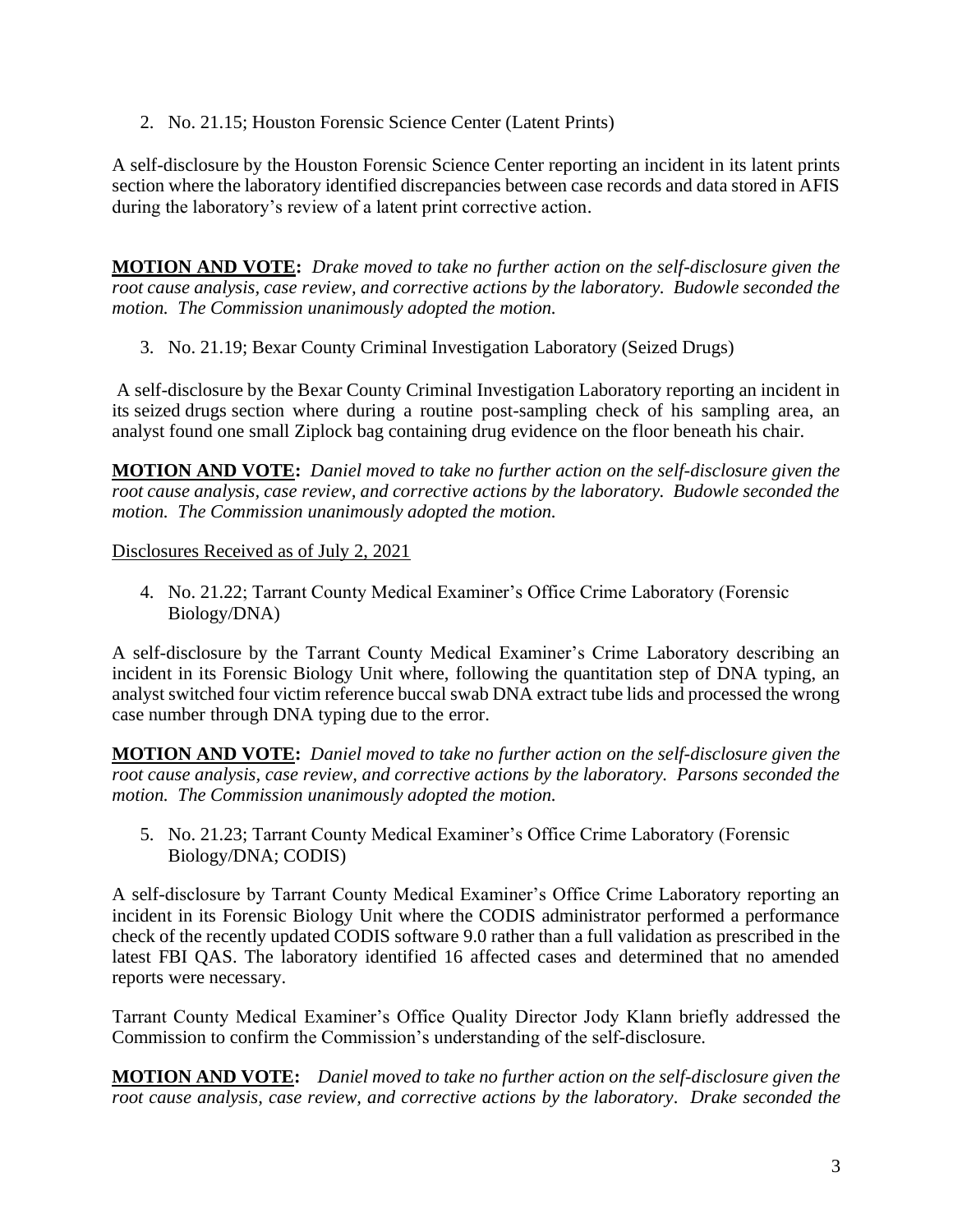2. No. 21.15; Houston Forensic Science Center (Latent Prints)

A self-disclosure by the Houston Forensic Science Center reporting an incident in its latent prints section where the laboratory identified discrepancies between case records and data stored in AFIS during the laboratory's review of a latent print corrective action.

**MOTION AND VOTE:** *Drake moved to take no further action on the self-disclosure given the root cause analysis, case review, and corrective actions by the laboratory. Budowle seconded the motion. The Commission unanimously adopted the motion.*

3. No. 21.19; Bexar County Criminal Investigation Laboratory (Seized Drugs)

A self-disclosure by the Bexar County Criminal Investigation Laboratory reporting an incident in its seized drugs section where during a routine post-sampling check of his sampling area, an analyst found one small Ziplock bag containing drug evidence on the floor beneath his chair.

**MOTION AND VOTE:** *Daniel moved to take no further action on the self-disclosure given the root cause analysis, case review, and corrective actions by the laboratory. Budowle seconded the motion. The Commission unanimously adopted the motion.*

<u>Disclosures Received as of July 2, 2021</u>

4. No. 21.22; Tarrant County Medical Examiner's Office Crime Laboratory (Forensic Biology/DNA)

A self-disclosure by the Tarrant County Medical Examiner's Crime Laboratory describing an incident in its Forensic Biology Unit where, following the quantitation step of DNA typing, an analyst switched four victim reference buccal swab DNA extract tube lids and processed the wrong case number through DNA typing due to the error.

**MOTION AND VOTE:** *Daniel moved to take no further action on the self-disclosure given the root cause analysis, case review, and corrective actions by the laboratory. Parsons seconded the motion. The Commission unanimously adopted the motion.*

5. No. 21.23; Tarrant County Medical Examiner's Office Crime Laboratory (Forensic Biology/DNA; CODIS)

A self-disclosure by Tarrant County Medical Examiner's Office Crime Laboratory reporting an incident in its Forensic Biology Unit where the CODIS administrator performed a performance check of the recently updated CODIS software 9.0 rather than a full validation as prescribed in the latest FBI QAS. The laboratory identified 16 affected cases and determined that no amended reports were necessary.

Tarrant County Medical Examiner's Office Quality Director Jody Klann briefly addressed the Commission to confirm the Commission's understanding of the self-disclosure.

**MOTION AND VOTE:** *Daniel moved to take no further action on the self-disclosure given the root cause analysis, case review, and corrective actions by the laboratory. Drake seconded the*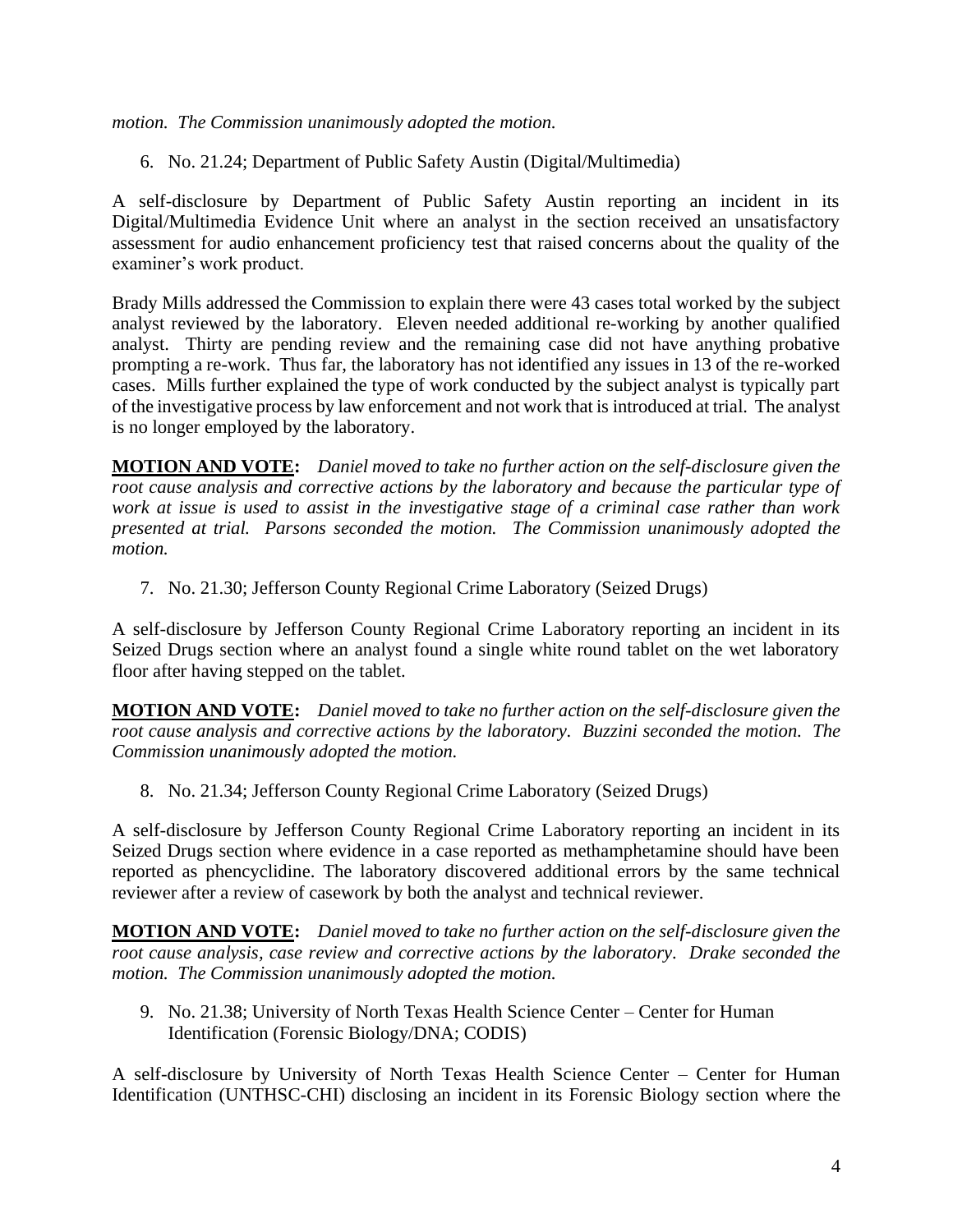*motion. The Commission unanimously adopted the motion.*

6. No. 21.24; Department of Public Safety Austin (Digital/Multimedia)

A self-disclosure by Department of Public Safety Austin reporting an incident in its Digital/Multimedia Evidence Unit where an analyst in the section received an unsatisfactory assessment for audio enhancement proficiency test that raised concerns about the quality of the examiner's work product.

Brady Mills addressed the Commission to explain there were 43 cases total worked by the subject analyst reviewed by the laboratory. Eleven needed additional re-working by another qualified analyst. Thirty are pending review and the remaining case did not have anything probative prompting a re-work. Thus far, the laboratory has not identified any issues in 13 of the re-worked cases. Mills further explained the type of work conducted by the subject analyst is typically part of the investigative process by law enforcement and not work that is introduced at trial. The analyst is no longer employed by the laboratory.

**MOTION AND VOTE:** *Daniel moved to take no further action on the self-disclosure given the root cause analysis and corrective actions by the laboratory and because the particular type of work at issue is used to assist in the investigative stage of a criminal case rather than work presented at trial. Parsons seconded the motion. The Commission unanimously adopted the motion.*

7. No. 21.30; Jefferson County Regional Crime Laboratory (Seized Drugs)

A self-disclosure by Jefferson County Regional Crime Laboratory reporting an incident in its Seized Drugs section where an analyst found a single white round tablet on the wet laboratory floor after having stepped on the tablet.

**MOTION AND VOTE:** *Daniel moved to take no further action on the self-disclosure given the root cause analysis and corrective actions by the laboratory. Buzzini seconded the motion. The Commission unanimously adopted the motion.*

8. No. 21.34; Jefferson County Regional Crime Laboratory (Seized Drugs)

A self-disclosure by Jefferson County Regional Crime Laboratory reporting an incident in its Seized Drugs section where evidence in a case reported as methamphetamine should have been reported as phencyclidine. The laboratory discovered additional errors by the same technical reviewer after a review of casework by both the analyst and technical reviewer.

**MOTION AND VOTE:** *Daniel moved to take no further action on the self-disclosure given the root cause analysis, case review and corrective actions by the laboratory. Drake seconded the motion. The Commission unanimously adopted the motion.*

9. No. 21.38; University of North Texas Health Science Center – Center for Human Identification (Forensic Biology/DNA; CODIS)

A self-disclosure by University of North Texas Health Science Center – Center for Human Identification (UNTHSC-CHI) disclosing an incident in its Forensic Biology section where the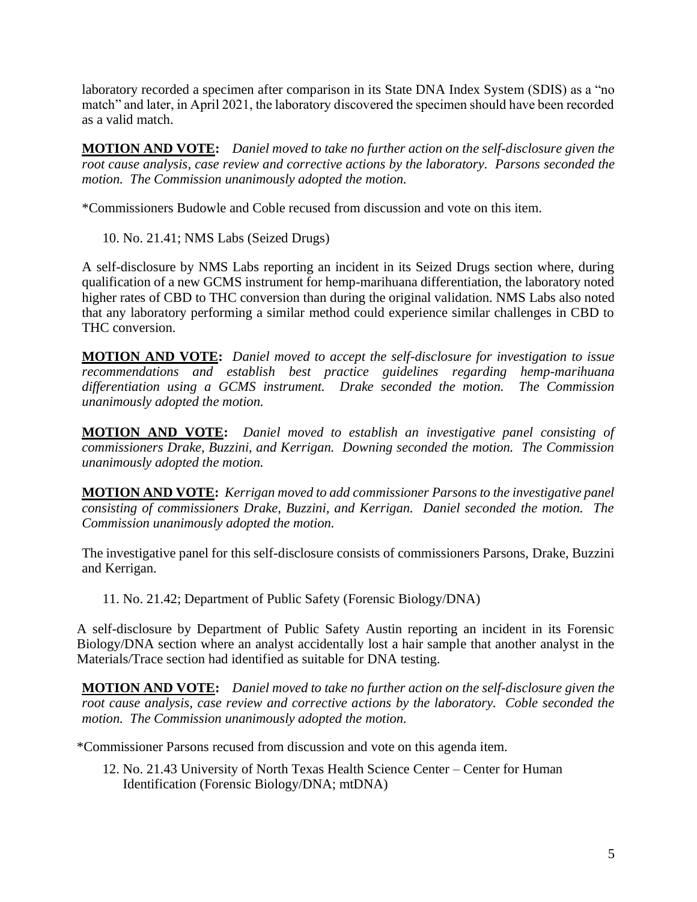laboratory recorded a specimen after comparison in its State DNA Index System (SDIS) as a "no match" and later, in April 2021, the laboratory discovered the specimen should have been recorded as a valid match.

**MOTION AND VOTE:** *Daniel moved to take no further action on the self-disclosure given the root cause analysis, case review and corrective actions by the laboratory. Parsons seconded the motion. The Commission unanimously adopted the motion.*

*Commissioners Budowle and Coble recused from discussion and vote on this item.

10. No. 21.41; NMS Labs (Seized Drugs)

A self-disclosure by NMS Labs reporting an incident in its Seized Drugs section where, during qualification of a new GCMS instrument for hemp-marihuana differentiation, the laboratory noted higher rates of CBD to THC conversion than during the original validation. NMS Labs also noted that any laboratory performing a similar method could experience similar challenges in CBD to THC conversion.

**MOTION AND VOTE:** *Daniel moved to accept the self-disclosure for investigation to issue recommendations and establish best practice guidelines regarding hemp-marihuana differentiation using a GCMS instrument. Drake seconded the motion. The Commission unanimously adopted the motion.*

**MOTION AND VOTE:** *Daniel moved to establish an investigative panel consisting of commissioners Drake, Buzzini, and Kerrigan. Downing seconded the motion. The Commission unanimously adopted the motion.*

**MOTION AND VOTE:** *Kerrigan moved to add commissioner Parsons to the investigative panel consisting of commissioners Drake, Buzzini, and Kerrigan. Daniel seconded the motion. The Commission unanimously adopted the motion.*

The investigative panel for this self-disclosure consists of commissioners Parsons, Drake, Buzzini and Kerrigan.

11. No. 21.42; Department of Public Safety (Forensic Biology/DNA)

A self-disclosure by Department of Public Safety Austin reporting an incident in its Forensic Biology/DNA section where an analyst accidentally lost a hair sample that another analyst in the Materials/Trace section had identified as suitable for DNA testing.

**MOTION AND VOTE:** *Daniel moved to take no further action on the self-disclosure given the root cause analysis, case review and corrective actions by the laboratory. Coble seconded the motion. The Commission unanimously adopted the motion.*

*Commissioner Parsons recused from discussion and vote on this agenda item.

12. No. 21.43 University of North Texas Health Science Center – Center for Human Identification (Forensic Biology/DNA; mtDNA)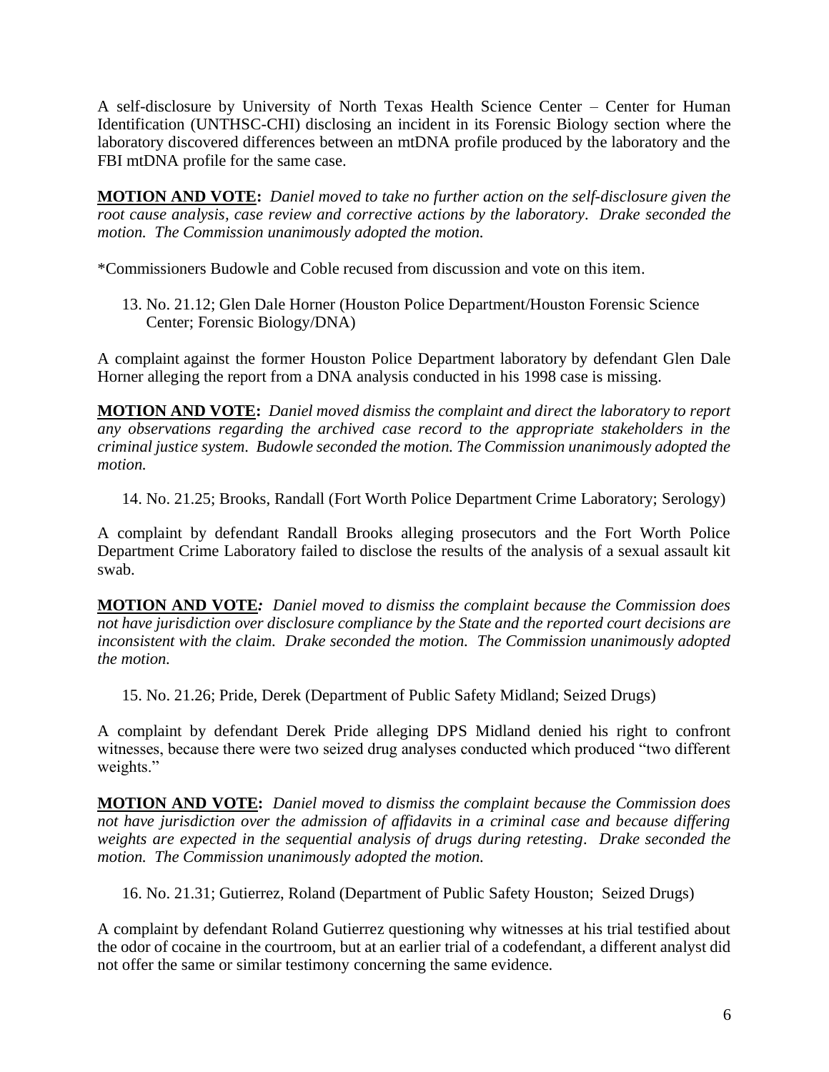A self-disclosure by University of North Texas Health Science Center – Center for Human Identification (UNTHSC-CHI) disclosing an incident in its Forensic Biology section where the laboratory discovered differences between an mtDNA profile produced by the laboratory and the FBI mtDNA profile for the same case.

**MOTION AND VOTE:** *Daniel moved to take no further action on the self-disclosure given the root cause analysis, case review and corrective actions by the laboratory. Drake seconded the motion. The Commission unanimously adopted the motion.*

*Commissioners Budowle and Coble recused from discussion and vote on this item.

13. No. 21.12; Glen Dale Horner (Houston Police Department/Houston Forensic Science Center; Forensic Biology/DNA)

A complaint against the former Houston Police Department laboratory by defendant Glen Dale Horner alleging the report from a DNA analysis conducted in his 1998 case is missing.

**MOTION AND VOTE:** *Daniel moved dismiss the complaint and direct the laboratory to report any observations regarding the archived case record to the appropriate stakeholders in the criminal justice system. Budowle seconded the motion. The Commission unanimously adopted the motion.*

14. No. 21.25; Brooks, Randall (Fort Worth Police Department Crime Laboratory; Serology)

A complaint by defendant Randall Brooks alleging prosecutors and the Fort Worth Police Department Crime Laboratory failed to disclose the results of the analysis of a sexual assault kit swab.

**MOTION AND VOTE***:* *Daniel moved to dismiss the complaint because the Commission does not have jurisdiction over disclosure compliance by the State and the reported court decisions are inconsistent with the claim. Drake seconded the motion. The Commission unanimously adopted the motion.*

15. No. 21.26; Pride, Derek (Department of Public Safety Midland; Seized Drugs)

A complaint by defendant Derek Pride alleging DPS Midland denied his right to confront witnesses, because there were two seized drug analyses conducted which produced "two different weights."

**MOTION AND VOTE:** *Daniel moved to dismiss the complaint because the Commission does not have jurisdiction over the admission of affidavits in a criminal case and because differing weights are expected in the sequential analysis of drugs during retesting. Drake seconded the motion. The Commission unanimously adopted the motion.*

16. No. 21.31; Gutierrez, Roland (Department of Public Safety Houston; Seized Drugs)

A complaint by defendant Roland Gutierrez questioning why witnesses at his trial testified about the odor of cocaine in the courtroom, but at an earlier trial of a codefendant, a different analyst did not offer the same or similar testimony concerning the same evidence.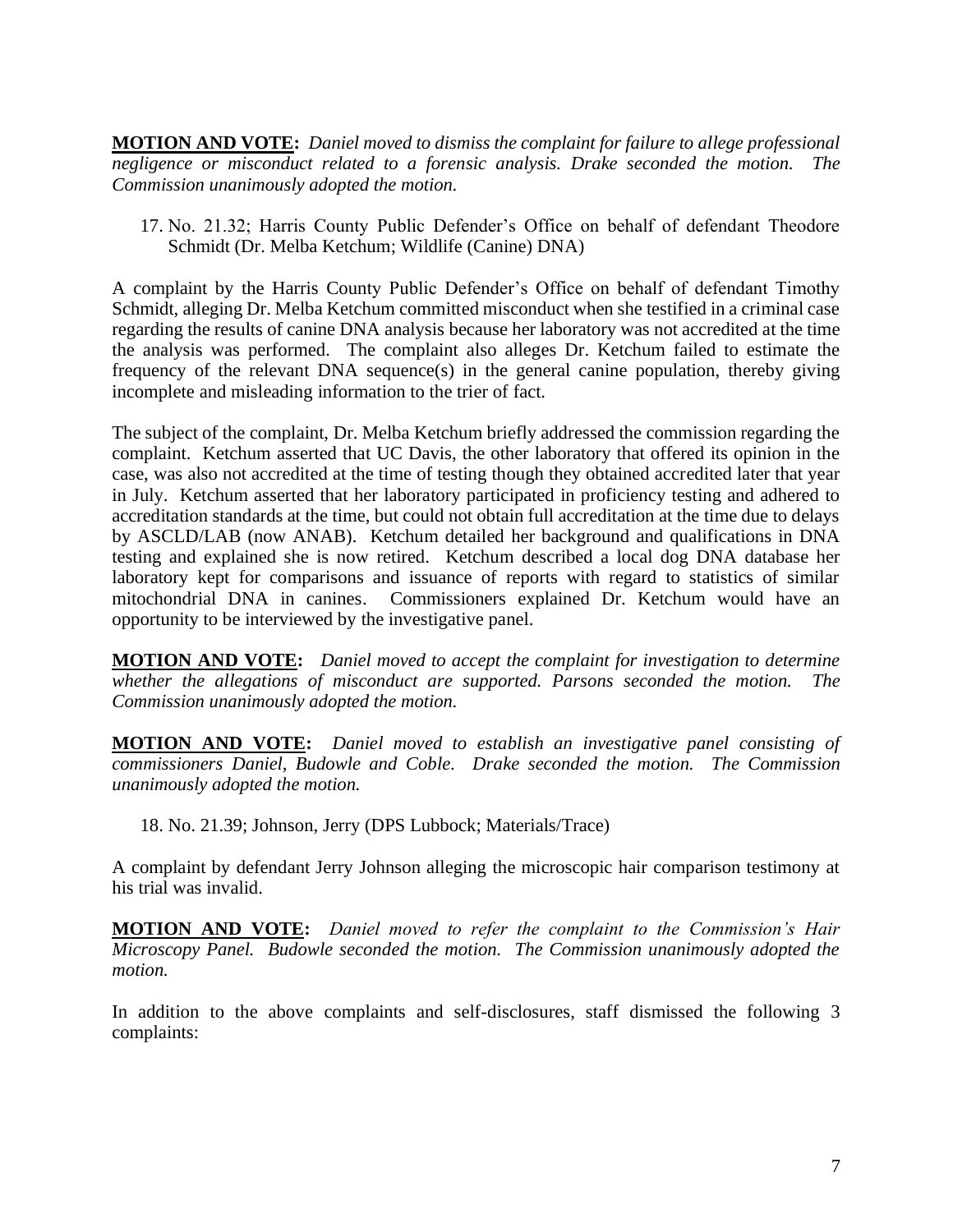**MOTION AND VOTE:** *Daniel moved to dismiss the complaint for failure to allege professional negligence or misconduct related to a forensic analysis. Drake seconded the motion. The Commission unanimously adopted the motion.*

17. No. 21.32; Harris County Public Defender's Office on behalf of defendant Theodore Schmidt (Dr. Melba Ketchum; Wildlife (Canine) DNA)

A complaint by the Harris County Public Defender's Office on behalf of defendant Timothy Schmidt, alleging Dr. Melba Ketchum committed misconduct when she testified in a criminal case regarding the results of canine DNA analysis because her laboratory was not accredited at the time the analysis was performed. The complaint also alleges Dr. Ketchum failed to estimate the frequency of the relevant DNA sequence(s) in the general canine population, thereby giving incomplete and misleading information to the trier of fact.

The subject of the complaint, Dr. Melba Ketchum briefly addressed the commission regarding the complaint. Ketchum asserted that UC Davis, the other laboratory that offered its opinion in the case, was also not accredited at the time of testing though they obtained accredited later that year in July. Ketchum asserted that her laboratory participated in proficiency testing and adhered to accreditation standards at the time, but could not obtain full accreditation at the time due to delays by ASCLD/LAB (now ANAB). Ketchum detailed her background and qualifications in DNA testing and explained she is now retired. Ketchum described a local dog DNA database her laboratory kept for comparisons and issuance of reports with regard to statistics of similar mitochondrial DNA in canines. Commissioners explained Dr. Ketchum would have an opportunity to be interviewed by the investigative panel.

**MOTION AND VOTE:** *Daniel moved to accept the complaint for investigation to determine whether the allegations of misconduct are supported. Parsons seconded the motion. The Commission unanimously adopted the motion.*

**MOTION AND VOTE:** *Daniel moved to establish an investigative panel consisting of commissioners Daniel, Budowle and Coble. Drake seconded the motion. The Commission unanimously adopted the motion.*

18. No. 21.39; Johnson, Jerry (DPS Lubbock; Materials/Trace)

A complaint by defendant Jerry Johnson alleging the microscopic hair comparison testimony at his trial was invalid.

**MOTION AND VOTE:** *Daniel moved to refer the complaint to the Commission's Hair Microscopy Panel. Budowle seconded the motion. The Commission unanimously adopted the motion.*

In addition to the above complaints and self-disclosures, staff dismissed the following 3 complaints: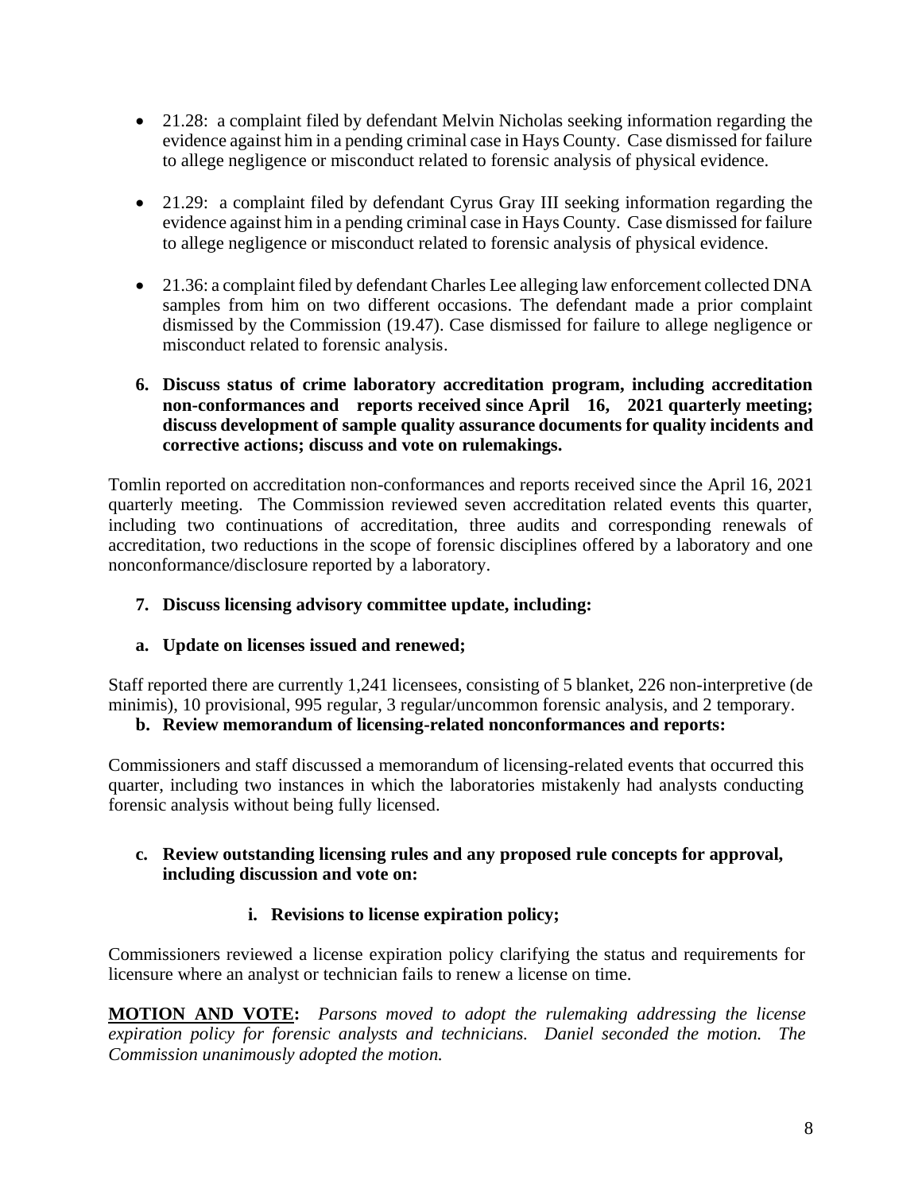- 21.28: a complaint filed by defendant Melvin Nicholas seeking information regarding the evidence against him in a pending criminal case in Hays County. Case dismissed for failure to allege negligence or misconduct related to forensic analysis of physical evidence.

- 21.29: a complaint filed by defendant Cyrus Gray III seeking information regarding the evidence against him in a pending criminal case in Hays County. Case dismissed for failure to allege negligence or misconduct related to forensic analysis of physical evidence.

- 21.36: a complaint filed by defendant Charles Lee alleging law enforcement collected DNA samples from him on two different occasions. The defendant made a prior complaint dismissed by the Commission (19.47). Case dismissed for failure to allege negligence or misconduct related to forensic analysis.

**6. Discuss status of crime laboratory accreditation program, including accreditation non-conformances and reports received since April 16, 2021 quarterly meeting; discuss development of sample quality assurance documents for quality incidents and corrective actions; discuss and vote on rulemakings.**

Tomlin reported on accreditation non-conformances and reports received since the April 16, 2021 quarterly meeting. The Commission reviewed seven accreditation related events this quarter, including two continuations of accreditation, three audits and corresponding renewals of accreditation, two reductions in the scope of forensic disciplines offered by a laboratory and one nonconformance/disclosure reported by a laboratory.

**7. Discuss licensing advisory committee update, including:**

**a. Update on licenses issued and renewed;**

Staff reported there are currently 1,241 licensees, consisting of 5 blanket, 226 non-interpretive (de minimis), 10 provisional, 995 regular, 3 regular/uncommon forensic analysis, and 2 temporary.

**b. Review memorandum of licensing-related nonconformances and reports:**

Commissioners and staff discussed a memorandum of licensing-related events that occurred this quarter, including two instances in which the laboratories mistakenly had analysts conducting forensic analysis without being fully licensed.

**c. Review outstanding licensing rules and any proposed rule concepts for approval, including discussion and vote on:**

**i. Revisions to license expiration policy;**

Commissioners reviewed a license expiration policy clarifying the status and requirements for licensure where an analyst or technician fails to renew a license on time.

**MOTION AND VOTE:** *Parsons moved to adopt the rulemaking addressing the license expiration policy for forensic analysts and technicians. Daniel seconded the motion. The Commission unanimously adopted the motion.*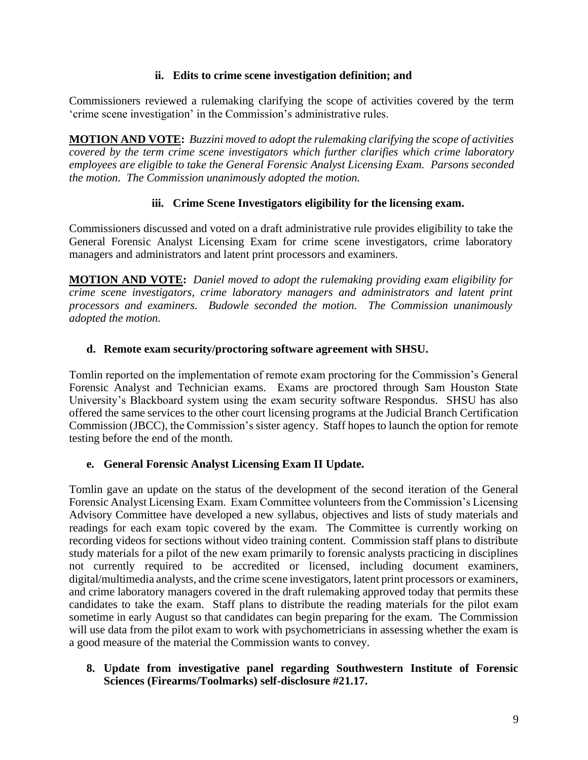#### ii. Edits to crime scene investigation definition; and

Commissioners reviewed a rulemaking clarifying the scope of activities covered by the term 'crime scene investigation' in the Commission's administrative rules.

**MOTION AND VOTE:** *Buzzini moved to adopt the rulemaking clarifying the scope of activities covered by the term crime scene investigators which further clarifies which crime laboratory employees are eligible to take the General Forensic Analyst Licensing Exam. Parsons seconded the motion. The Commission unanimously adopted the motion.*

#### iii. Crime Scene Investigators eligibility for the licensing exam.

Commissioners discussed and voted on a draft administrative rule provides eligibility to take the General Forensic Analyst Licensing Exam for crime scene investigators, crime laboratory managers and administrators and latent print processors and examiners.

**MOTION AND VOTE:** *Daniel moved to adopt the rulemaking providing exam eligibility for crime scene investigators, crime laboratory managers and administrators and latent print processors and examiners. Budowle seconded the motion. The Commission unanimously adopted the motion.*

### d. Remote exam security/proctoring software agreement with SHSU.

Tomlin reported on the implementation of remote exam proctoring for the Commission's General Forensic Analyst and Technician exams. Exams are proctored through Sam Houston State University's Blackboard system using the exam security software Respondus. SHSU has also offered the same services to the other court licensing programs at the Judicial Branch Certification Commission (JBCC), the Commission's sister agency. Staff hopes to launch the option for remote testing before the end of the month.

### e. General Forensic Analyst Licensing Exam II Update.

Tomlin gave an update on the status of the development of the second iteration of the General Forensic Analyst Licensing Exam. Exam Committee volunteers from the Commission's Licensing Advisory Committee have developed a new syllabus, objectives and lists of study materials and readings for each exam topic covered by the exam. The Committee is currently working on recording videos for sections without video training content. Commission staff plans to distribute study materials for a pilot of the new exam primarily to forensic analysts practicing in disciplines not currently required to be accredited or licensed, including document examiners, digital/multimedia analysts, and the crime scene investigators, latent print processors or examiners, and crime laboratory managers covered in the draft rulemaking approved today that permits these candidates to take the exam. Staff plans to distribute the reading materials for the pilot exam sometime in early August so that candidates can begin preparing for the exam. The Commission will use data from the pilot exam to work with psychometricians in assessing whether the exam is a good measure of the material the Commission wants to convey.

## 8. Update from investigative panel regarding Southwestern Institute of Forensic Sciences (Firearms/Toolmarks) self-disclosure #21.17.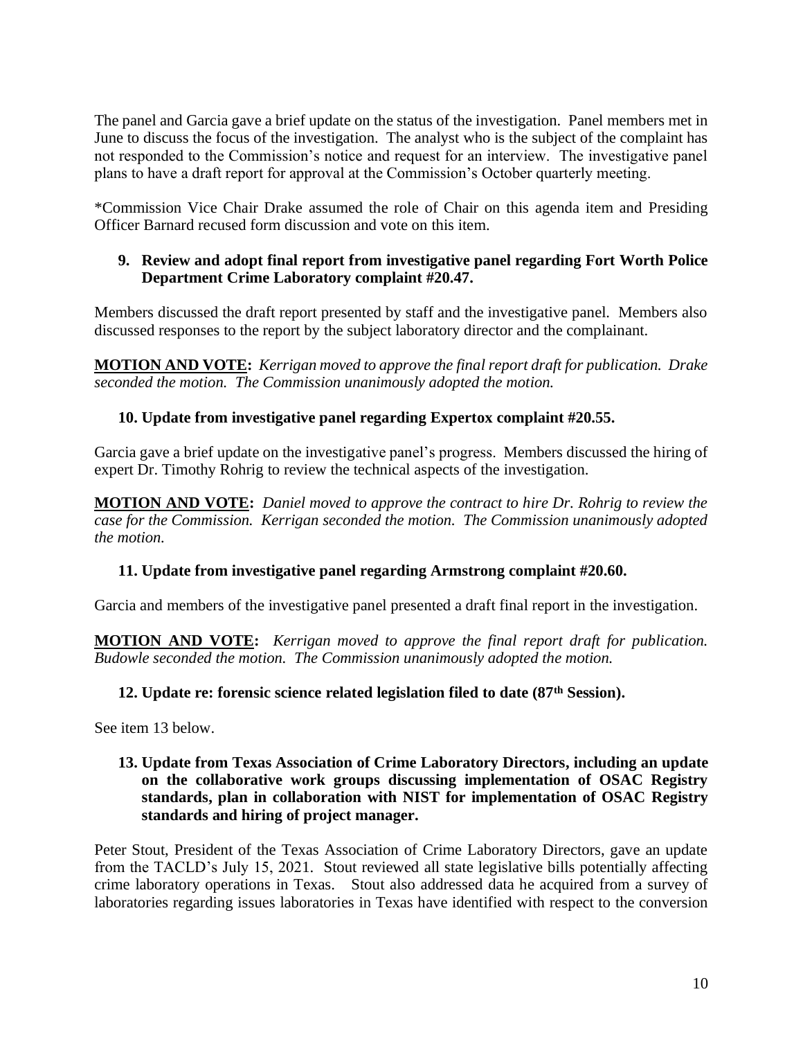The panel and Garcia gave a brief update on the status of the investigation. Panel members met in June to discuss the focus of the investigation. The analyst who is the subject of the complaint has not responded to the Commission's notice and request for an interview. The investigative panel plans to have a draft report for approval at the Commission's October quarterly meeting.

*Commission Vice Chair Drake assumed the role of Chair on this agenda item and Presiding Officer Barnard recused form discussion and vote on this item.

### 9. Review and adopt final report from investigative panel regarding Fort Worth Police Department Crime Laboratory complaint #20.47.

Members discussed the draft report presented by staff and the investigative panel. Members also discussed responses to the report by the subject laboratory director and the complainant.

**MOTION AND VOTE:** *Kerrigan moved to approve the final report draft for publication. Drake seconded the motion. The Commission unanimously adopted the motion.*

### 10. Update from investigative panel regarding Expertox complaint #20.55.

Garcia gave a brief update on the investigative panel's progress. Members discussed the hiring of expert Dr. Timothy Rohrig to review the technical aspects of the investigation.

**MOTION AND VOTE:** *Daniel moved to approve the contract to hire Dr. Rohrig to review the case for the Commission. Kerrigan seconded the motion. The Commission unanimously adopted the motion.*

### 11. Update from investigative panel regarding Armstrong complaint #20.60.

Garcia and members of the investigative panel presented a draft final report in the investigation.

**MOTION AND VOTE:** *Kerrigan moved to approve the final report draft for publication. Budowle seconded the motion. The Commission unanimously adopted the motion.*

### 12. Update re: forensic science related legislation filed to date (87th Session).

See item 13 below.

### 13. Update from Texas Association of Crime Laboratory Directors, including an update on the collaborative work groups discussing implementation of OSAC Registry standards, plan in collaboration with NIST for implementation of OSAC Registry standards and hiring of project manager.

Peter Stout, President of the Texas Association of Crime Laboratory Directors, gave an update from the TACLD's July 15, 2021. Stout reviewed all state legislative bills potentially affecting crime laboratory operations in Texas. Stout also addressed data he acquired from a survey of laboratories regarding issues laboratories in Texas have identified with respect to the conversion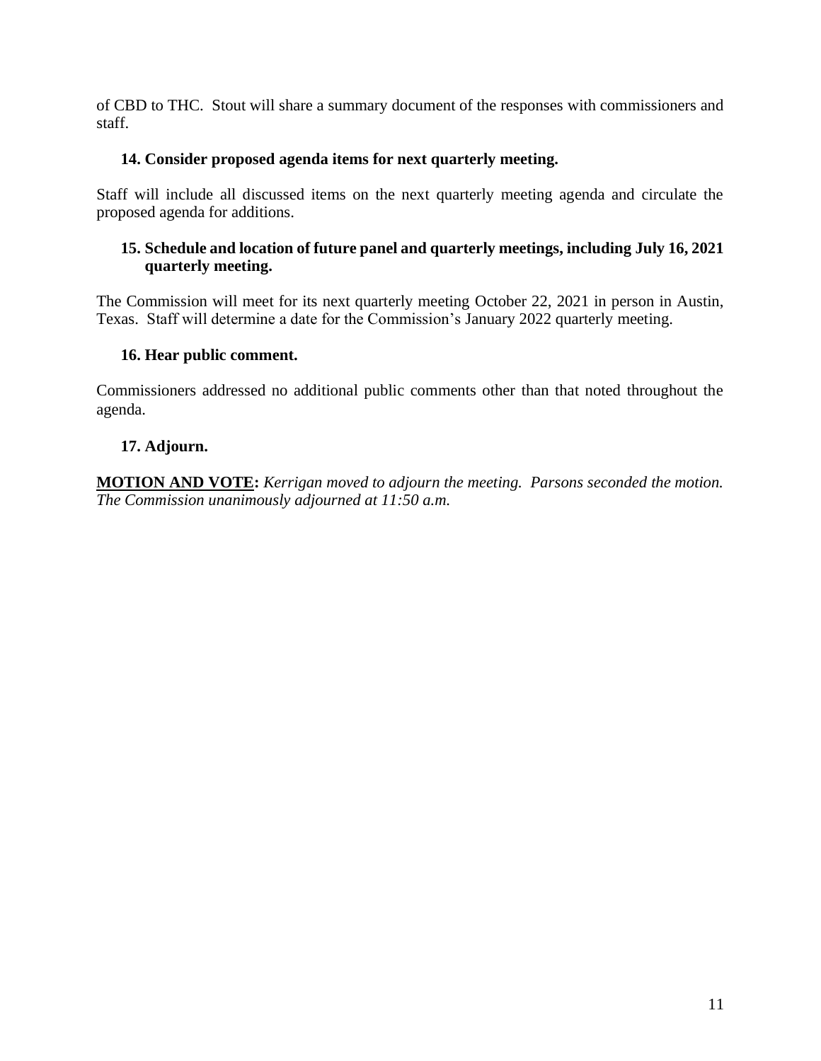of CBD to THC. Stout will share a summary document of the responses with commissioners and staff.

### 14. Consider proposed agenda items for next quarterly meeting.

Staff will include all discussed items on the next quarterly meeting agenda and circulate the proposed agenda for additions.

### 15. Schedule and location of future panel and quarterly meetings, including July 16, 2021 quarterly meeting.

The Commission will meet for its next quarterly meeting October 22, 2021 in person in Austin, Texas. Staff will determine a date for the Commission's January 2022 quarterly meeting.

### 16. Hear public comment.

Commissioners addressed no additional public comments other than that noted throughout the agenda.

### 17. Adjourn.

**MOTION AND VOTE:** *Kerrigan moved to adjourn the meeting. Parsons seconded the motion. The Commission unanimously adjourned at 11:50 a.m.*